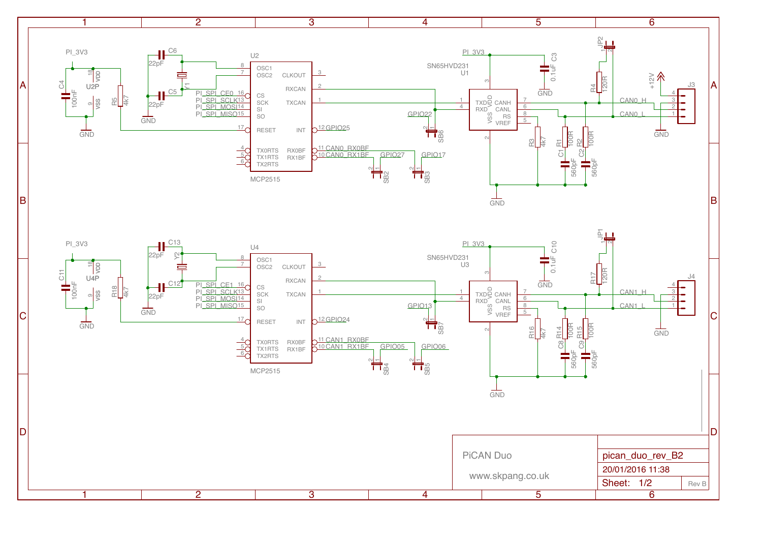PiCAN Duo

www.skpang.co.uk

| pican_duo_rev_B2 | |
|---|---|
| 20/01/2016 11:38 | |
| Sheet: 1/2 | Rev B |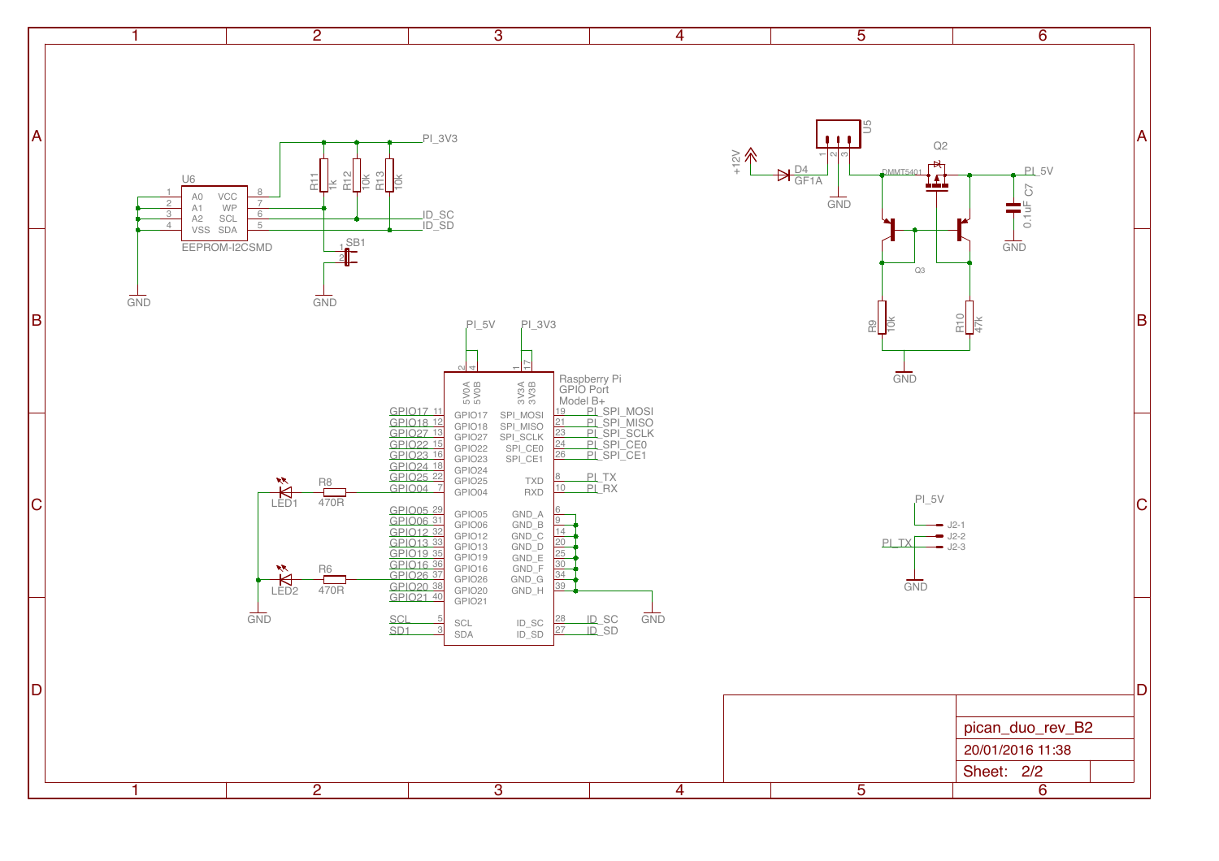pican_duo_rev_B2

20/01/2016 11:38

Sheet: 2/2

U6 EEPROM-I2CSMD

1 A0
2 A1
3 A2
4 VSS
8 VCC
7 WP
6 SCL
5 SDA

R11 1k
R12 10k
R13 10k

PI_3V3
ID_SC
ID_SD

SB1

GND
GND

Raspberry Pi
GPIO Port
Model B+

PI_5V
PI_3V3

2 5V0A
4 5V0B
1 3V3A
17 3V3B

GPIO17 11 GPIO17
GPIO18 12 GPIO18
GPIO27 13 GPIO27
GPIO22 15 GPIO22
GPIO23 16 GPIO23
GPIO24 18 GPIO24
GPIO25 22 GPIO25
GPIO04 7 GPIO04

GPIO05 29 GPIO05
GPIO06 31 GPIO06
GPIO12 32 GPIO12
GPIO13 33 GPIO13
GPIO19 35 GPIO19
GPIO16 36 GPIO16
GPIO26 37 GPIO26
GPIO20 38 GPIO20
GPIO21 40 GPIO21

SCL 5 SCL
SD1 3 SDA

SPI_MOSI 19 PI_SPI_MOSI
SPI_MISO 21 PI_SPI_MISO
SPI_SCLK 23 PI_SPI_SCLK
SPI_CE0 24 PI_SPI_CE0
SPI_CE1 26 PI_SPI_CE1

TXD 8 PI_TX
RXD 10 PI_RX

GND_A 6
GND_B 9
GND_C 14
GND_D 20
GND_E 25
GND_F 30
GND_G 34
GND_H 39

ID_SC 28 ID_SC
ID_SD 27 ID_SD

LED1 R8 470R
LED2 R6 470R

GND
GND

+12V
D4 GF1A
U5 1 2 3
GND

Q2 DMMT5401
Q3
C7 0.1uF
PI_5V
GND

R9 10k
R10 47k
GND

PI_5V
J2-1
J2-2
J2-3
PI_TX
GND